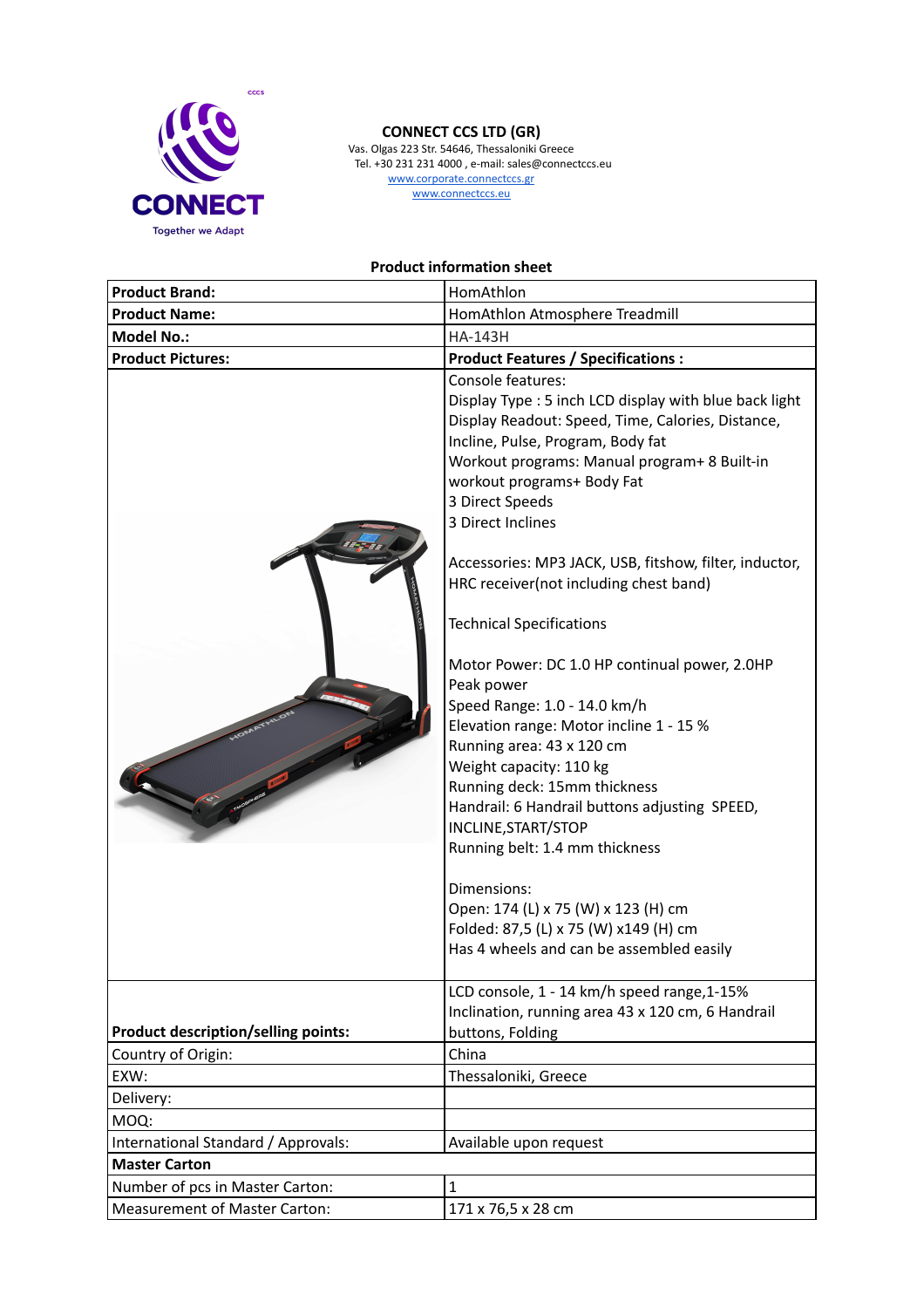**CONNECT CCS LTD (GR)**
Vas. Olgas 223 Str. 54646, Thessaloniki Greece
Tel. +30 231 231 4000 , e-mail: sales@connectccs.eu
www.corporate.connectccs.gr
www.connectccs.eu

**Product information sheet**

| **Product Brand:** | HomAthlon |
|---|---|
| **Product Name:** | HomAthlon Atmosphere Treadmill |
| **Model No.:** | HA-143H |
| **Product Pictures:** | **Product Features / Specifications :** |
| | Console features:<br>Display Type : 5 inch LCD display with blue back light<br>Display Readout: Speed, Time, Calories, Distance, Incline, Pulse, Program, Body fat<br>Workout programs: Manual program+ 8 Built-in workout programs+ Body Fat<br>3 Direct Speeds<br>3 Direct Inclines<br><br>Accessories: MP3 JACK, USB, fitshow, filter, inductor, HRC receiver(not including chest band)<br><br>Technical Specifications<br><br>Motor Power: DC 1.0 HP continual power, 2.0HP Peak power<br>Speed Range: 1.0 - 14.0 km/h<br>Elevation range: Motor incline 1 - 15 %<br>Running area: 43 x 120 cm<br>Weight capacity: 110 kg<br>Running deck: 15mm thickness<br>Handrail: 6 Handrail buttons adjusting SPEED, INCLINE,START/STOP<br>Running belt: 1.4 mm thickness<br><br>Dimensions:<br>Open: 174 (L) x 75 (W) x 123 (H) cm<br>Folded: 87,5 (L) x 75 (W) x149 (H) cm<br>Has 4 wheels and can be assembled easily |
| **Product description/selling points:** | LCD console, 1 - 14 km/h speed range,1-15% Inclination, running area 43 x 120 cm, 6 Handrail buttons, Folding |
| Country of Origin: | China |
| EXW: | Thessaloniki, Greece |
| Delivery: | |
| MOQ: | |
| International Standard / Approvals: | Available upon request |
| **Master Carton** | |
| Number of pcs in Master Carton: | 1 |
| Measurement of Master Carton: | 171 x 76,5 x 28 cm |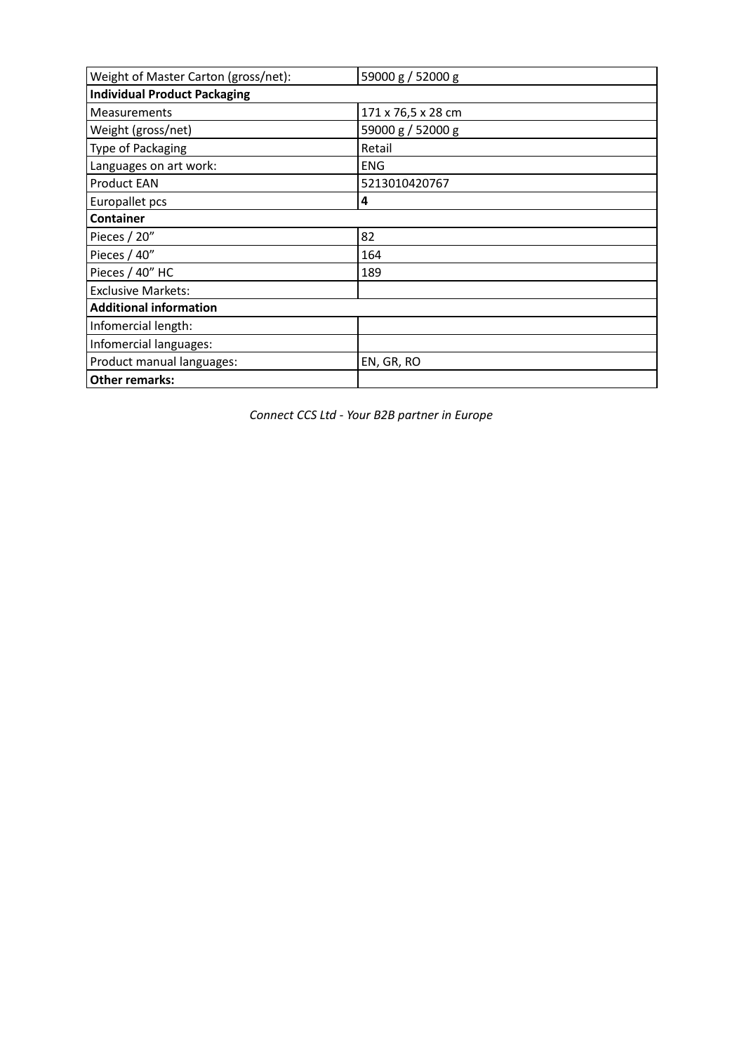| | |
|---|---|
| Weight of Master Carton (gross/net): | 59000 g / 52000 g |
| **Individual Product Packaging** | |
| Measurements | 171 x 76,5 x 28 cm |
| Weight (gross/net) | 59000 g / 52000 g |
| Type of Packaging | Retail |
| Languages on art work: | ENG |
| Product EAN | 5213010420767 |
| Europallet pcs | **4** |
| **Container** | |
| Pieces / 20” | 82 |
| Pieces / 40” | 164 |
| Pieces / 40” HC | 189 |
| Exclusive Markets: | |
| **Additional information** | |
| Infomercial length: | |
| Infomercial languages: | |
| Product manual languages: | EN, GR, RO |
| **Other remarks:** | |

*Connect CCS Ltd - Your B2B partner in Europe*